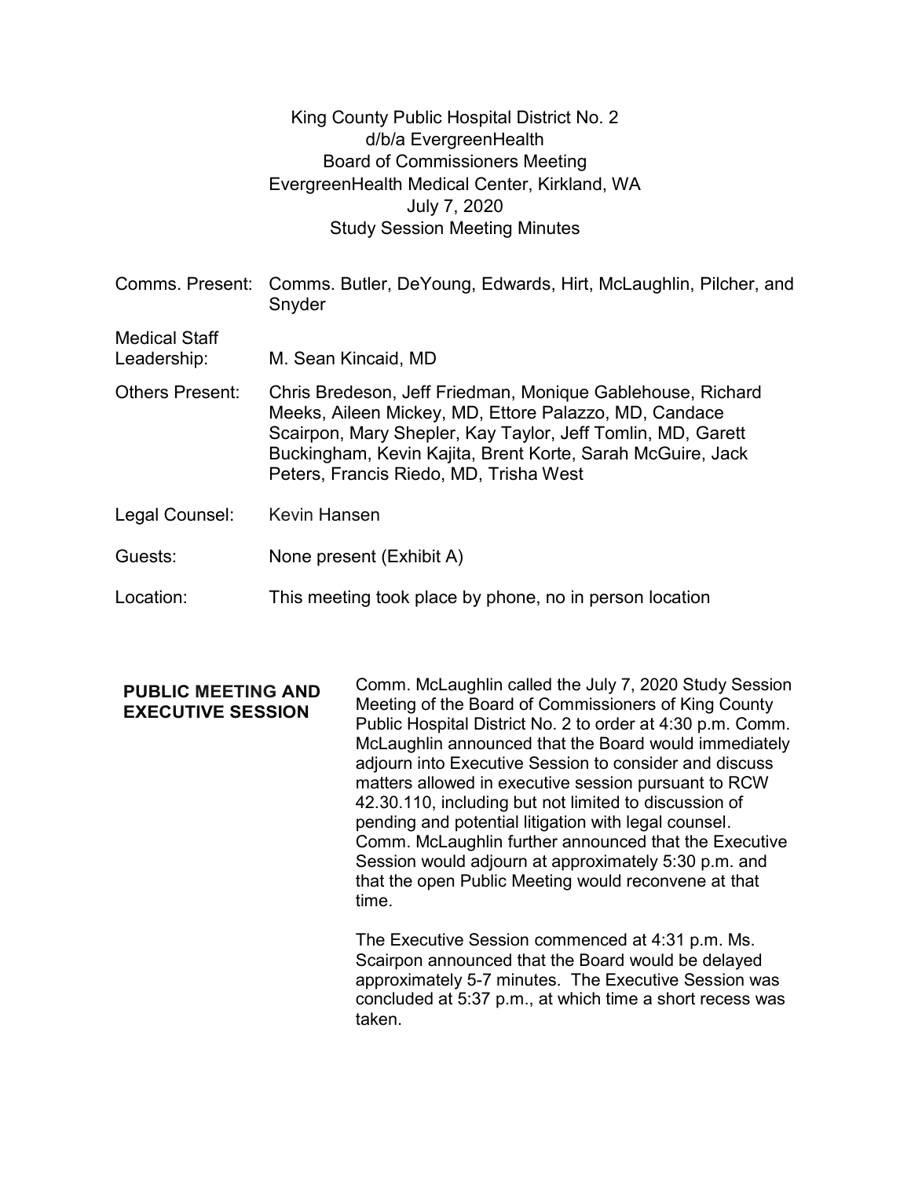King County Public Hospital District No. 2
d/b/a EvergreenHealth
Board of Commissioners Meeting
EvergreenHealth Medical Center, Kirkland, WA
July 7, 2020
Study Session Meeting Minutes

| | |
|---|---|
| Comms. Present: | Comms. Butler, DeYoung, Edwards, Hirt, McLaughlin, Pilcher, and Snyder |
| Medical Staff Leadership: | M. Sean Kincaid, MD |
| Others Present: | Chris Bredeson, Jeff Friedman, Monique Gablehouse, Richard Meeks, Aileen Mickey, MD, Ettore Palazzo, MD, Candace Scairpon, Mary Shepler, Kay Taylor, Jeff Tomlin, MD, Garett Buckingham, Kevin Kajita, Brent Korte, Sarah McGuire, Jack Peters, Francis Riedo, MD, Trisha West |
| Legal Counsel: | Kevin Hansen |
| Guests: | None present (Exhibit A) |
| Location: | This meeting took place by phone, no in person location |

**PUBLIC MEETING AND EXECUTIVE SESSION**

Comm. McLaughlin called the July 7, 2020 Study Session Meeting of the Board of Commissioners of King County Public Hospital District No. 2 to order at 4:30 p.m. Comm. McLaughlin announced that the Board would immediately adjourn into Executive Session to consider and discuss matters allowed in executive session pursuant to RCW 42.30.110, including but not limited to discussion of pending and potential litigation with legal counsel. Comm. McLaughlin further announced that the Executive Session would adjourn at approximately 5:30 p.m. and that the open Public Meeting would reconvene at that time.

The Executive Session commenced at 4:31 p.m. Ms. Scairpon announced that the Board would be delayed approximately 5-7 minutes. The Executive Session was concluded at 5:37 p.m., at which time a short recess was taken.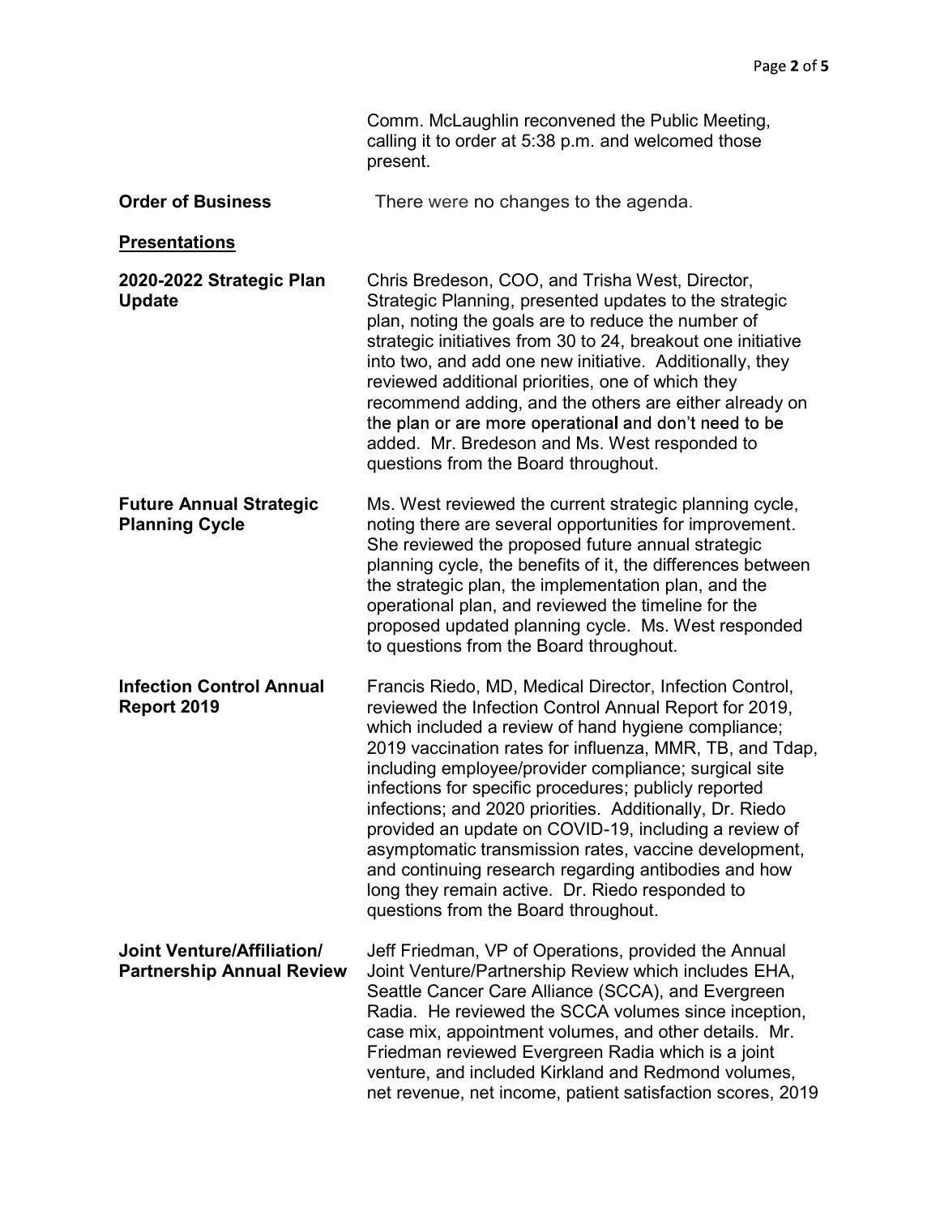Comm. McLaughlin reconvened the Public Meeting, calling it to order at 5:38 p.m. and welcomed those present.

**Order of Business** There were no changes to the agenda.

**Presentations**

**2020-2022 Strategic Plan Update**

Chris Bredeson, COO, and Trisha West, Director, Strategic Planning, presented updates to the strategic plan, noting the goals are to reduce the number of strategic initiatives from 30 to 24, breakout one initiative into two, and add one new initiative. Additionally, they reviewed additional priorities, one of which they recommend adding, and the others are either already on the plan or are more operational and don't need to be added. Mr. Bredeson and Ms. West responded to questions from the Board throughout.

**Future Annual Strategic Planning Cycle**

Ms. West reviewed the current strategic planning cycle, noting there are several opportunities for improvement. She reviewed the proposed future annual strategic planning cycle, the benefits of it, the differences between the strategic plan, the implementation plan, and the operational plan, and reviewed the timeline for the proposed updated planning cycle. Ms. West responded to questions from the Board throughout.

**Infection Control Annual Report 2019**

Francis Riedo, MD, Medical Director, Infection Control, reviewed the Infection Control Annual Report for 2019, which included a review of hand hygiene compliance; 2019 vaccination rates for influenza, MMR, TB, and Tdap, including employee/provider compliance; surgical site infections for specific procedures; publicly reported infections; and 2020 priorities. Additionally, Dr. Riedo provided an update on COVID-19, including a review of asymptomatic transmission rates, vaccine development, and continuing research regarding antibodies and how long they remain active. Dr. Riedo responded to questions from the Board throughout.

**Joint Venture/Affiliation/ Partnership Annual Review**

Jeff Friedman, VP of Operations, provided the Annual Joint Venture/Partnership Review which includes EHA, Seattle Cancer Care Alliance (SCCA), and Evergreen Radia. He reviewed the SCCA volumes since inception, case mix, appointment volumes, and other details. Mr. Friedman reviewed Evergreen Radia which is a joint venture, and included Kirkland and Redmond volumes, net revenue, net income, patient satisfaction scores, 2019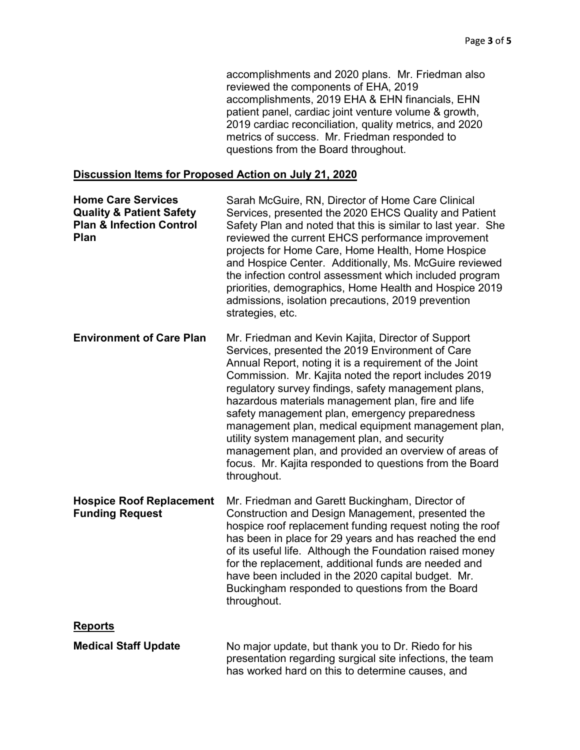accomplishments and 2020 plans. Mr. Friedman also reviewed the components of EHA, 2019 accomplishments, 2019 EHA & EHN financials, EHN patient panel, cardiac joint venture volume & growth, 2019 cardiac reconciliation, quality metrics, and 2020 metrics of success. Mr. Friedman responded to questions from the Board throughout.

## Discussion Items for Proposed Action on July 21, 2020

**Home Care Services Quality & Patient Safety Plan & Infection Control Plan**

Sarah McGuire, RN, Director of Home Care Clinical Services, presented the 2020 EHCS Quality and Patient Safety Plan and noted that this is similar to last year. She reviewed the current EHCS performance improvement projects for Home Care, Home Health, Home Hospice and Hospice Center. Additionally, Ms. McGuire reviewed the infection control assessment which included program priorities, demographics, Home Health and Hospice 2019 admissions, isolation precautions, 2019 prevention strategies, etc.

**Environment of Care Plan**

Mr. Friedman and Kevin Kajita, Director of Support Services, presented the 2019 Environment of Care Annual Report, noting it is a requirement of the Joint Commission. Mr. Kajita noted the report includes 2019 regulatory survey findings, safety management plans, hazardous materials management plan, fire and life safety management plan, emergency preparedness management plan, medical equipment management plan, utility system management plan, and security management plan, and provided an overview of areas of focus. Mr. Kajita responded to questions from the Board throughout.

**Hospice Roof Replacement Funding Request**

Mr. Friedman and Garett Buckingham, Director of Construction and Design Management, presented the hospice roof replacement funding request noting the roof has been in place for 29 years and has reached the end of its useful life. Although the Foundation raised money for the replacement, additional funds are needed and have been included in the 2020 capital budget. Mr. Buckingham responded to questions from the Board throughout.

## Reports

**Medical Staff Update**

No major update, but thank you to Dr. Riedo for his presentation regarding surgical site infections, the team has worked hard on this to determine causes, and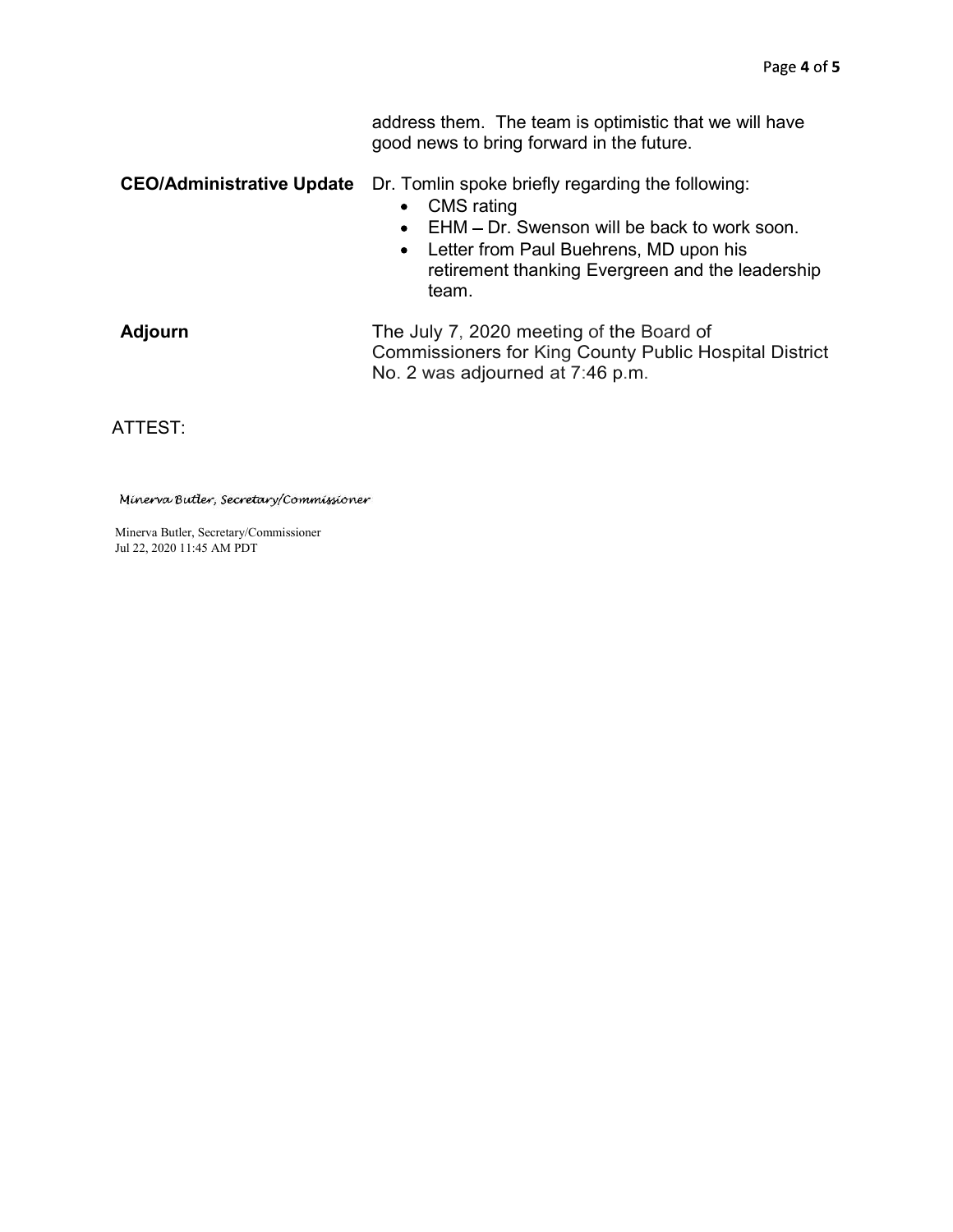| | |
|---|---|
| | address them. The team is optimistic that we will have good news to bring forward in the future. |
| **CEO/Administrative Update** | Dr. Tomlin spoke briefly regarding the following:<br>• CMS rating<br>• EHM – Dr. Swenson will be back to work soon.<br>• Letter from Paul Buehrens, MD upon his retirement thanking Evergreen and the leadership team. |
| **Adjourn** | The July 7, 2020 meeting of the Board of Commissioners for King County Public Hospital District No. 2 was adjourned at 7:46 p.m. |

ATTEST:

*Minerva Butler, Secretary/Commissioner*

Minerva Butler, Secretary/Commissioner
Jul 22, 2020 11:45 AM PDT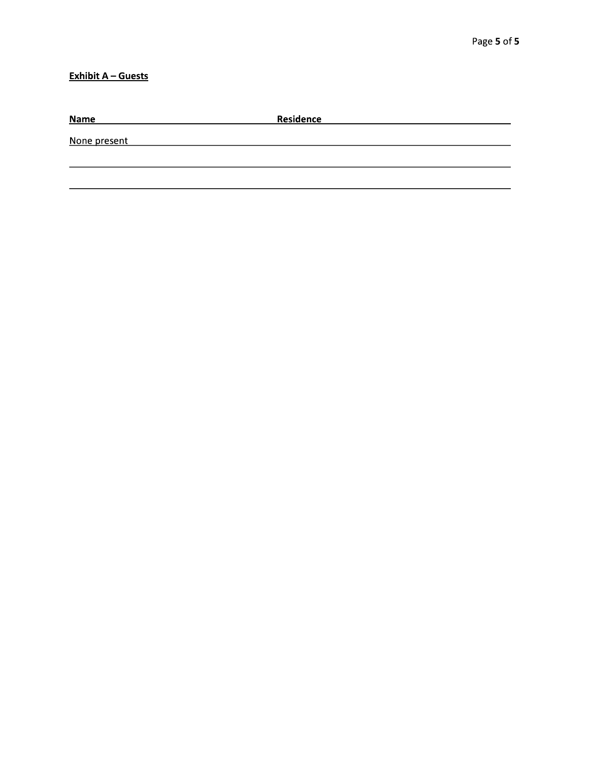**Exhibit A – Guests**

| Name | Residence |
| --- | --- |
| None present | |
| | |
| | |